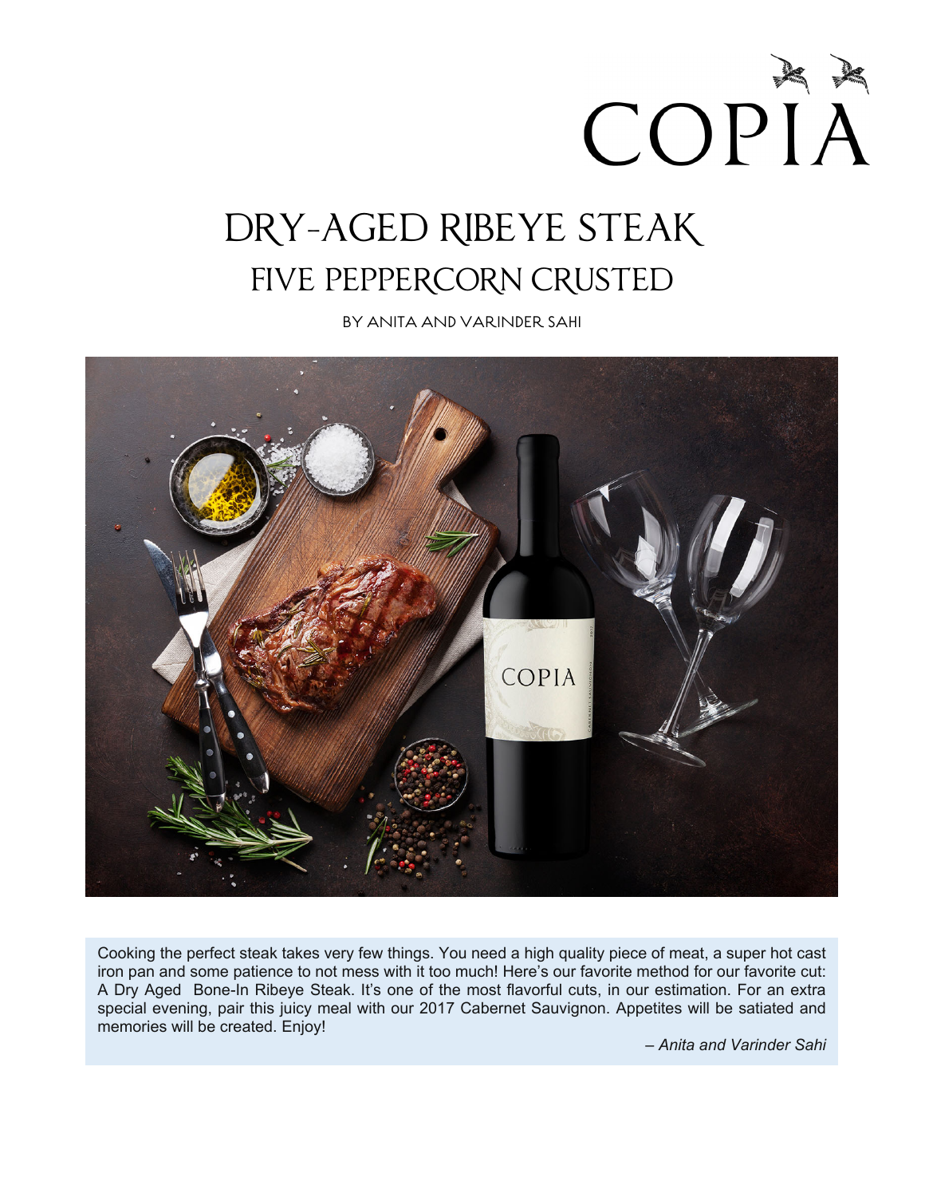COPIA

# DRY-AGED RIBEYE STEAK

## FIVE PEPPERCORN CRUSTED

BY ANITA AND VARINDER SAHI

Cooking the perfect steak takes very few things. You need a high quality piece of meat, a super hot cast iron pan and some patience to not mess with it too much! Here's our favorite method for our favorite cut: A Dry Aged Bone-In Ribeye Steak. It's one of the most flavorful cuts, in our estimation. For an extra special evening, pair this juicy meal with our 2017 Cabernet Sauvignon. Appetites will be satiated and memories will be created. Enjoy!

*– Anita and Varinder Sahi*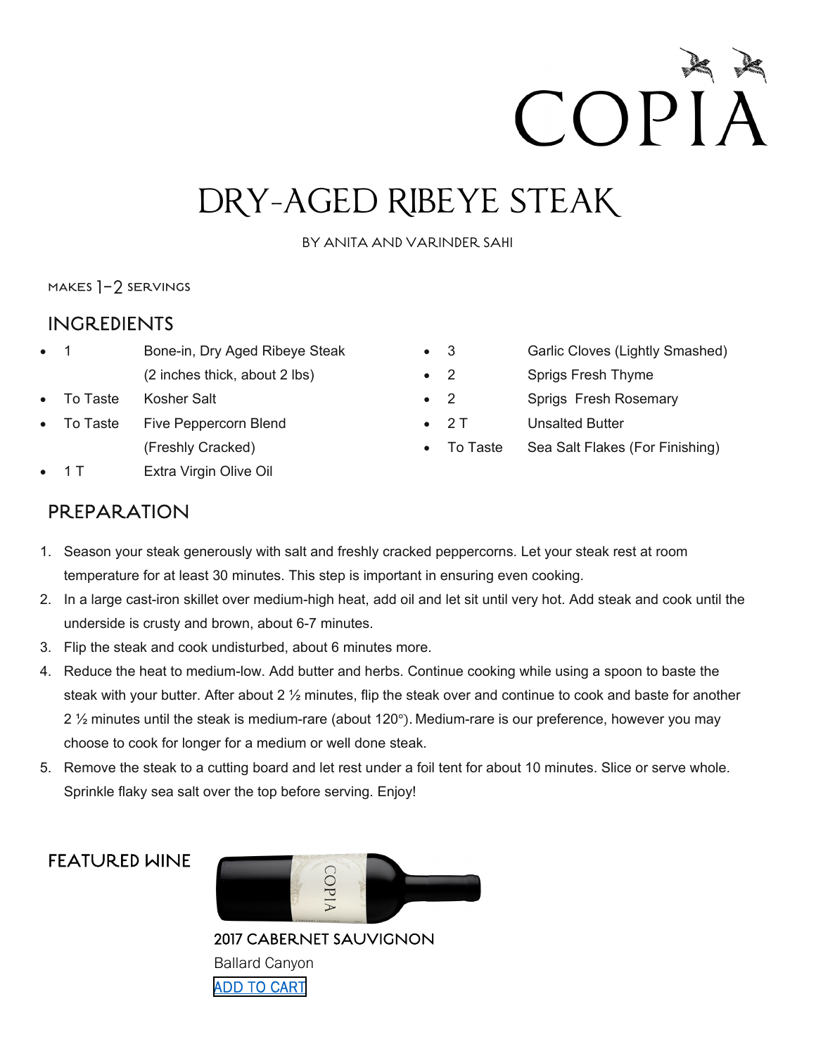COPIA

# DRY-AGED RIBEYE STEAK

BY ANITA AND VARINDER SAHI

MAKES 1–2 SERVINGS

## INGREDIENTS

- 1 Bone-in, Dry Aged Ribeye Steak (2 inches thick, about 2 lbs)
- To Taste Kosher Salt
- To Taste Five Peppercorn Blend (Freshly Cracked)
- 1 T Extra Virgin Olive Oil
- 3 Garlic Cloves (Lightly Smashed)
- 2 Sprigs Fresh Thyme
- 2 Sprigs Fresh Rosemary
- 2 T Unsalted Butter
- To Taste Sea Salt Flakes (For Finishing)

## PREPARATION

1. Season your steak generously with salt and freshly cracked peppercorns. Let your steak rest at room temperature for at least 30 minutes. This step is important in ensuring even cooking.
2. In a large cast-iron skillet over medium-high heat, add oil and let sit until very hot. Add steak and cook until the underside is crusty and brown, about 6-7 minutes.
3. Flip the steak and cook undisturbed, about 6 minutes more.
4. Reduce the heat to medium-low. Add butter and herbs. Continue cooking while using a spoon to baste the steak with your butter. After about 2 ½ minutes, flip the steak over and continue to cook and baste for another 2 ½ minutes until the steak is medium-rare (about 120°). Medium-rare is our preference, however you may choose to cook for longer for a medium or well done steak.
5. Remove the steak to a cutting board and let rest under a foil tent for about 10 minutes. Slice or serve whole. Sprinkle flaky sea salt over the top before serving. Enjoy!

## FEATURED WINE

**2017 CABERNET SAUVIGNON**

Ballard Canyon

ADD TO CART